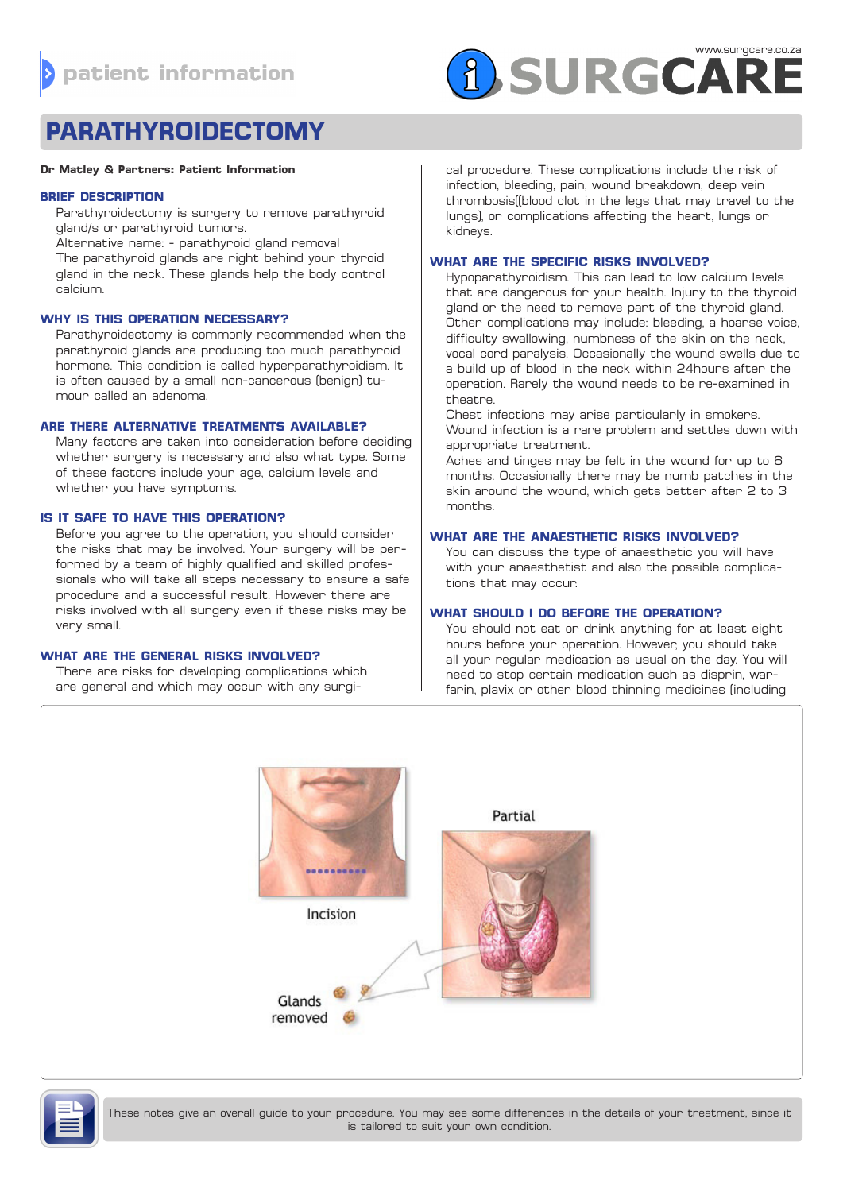patient information

# PARATHYROIDECTOMY

**Dr Matley & Partners: Patient Information**

## BRIEF DESCRIPTION

Parathyroidectomy is surgery to remove parathyroid gland/s or parathyroid tumors.
Alternative name: - parathyroid gland removal
The parathyroid glands are right behind your thyroid gland in the neck. These glands help the body control calcium.

## WHY IS THIS OPERATION NECESSARY?

Parathyroidectomy is commonly recommended when the parathyroid glands are producing too much parathyroid hormone. This condition is called hyperparathyroidism. It is often caused by a small non-cancerous (benign) tumour called an adenoma.

## ARE THERE ALTERNATIVE TREATMENTS AVAILABLE?

Many factors are taken into consideration before deciding whether surgery is necessary and also what type. Some of these factors include your age, calcium levels and whether you have symptoms.

## IS IT SAFE TO HAVE THIS OPERATION?

Before you agree to the operation, you should consider the risks that may be involved. Your surgery will be performed by a team of highly qualified and skilled professionals who will take all steps necessary to ensure a safe procedure and a successful result. However there are risks involved with all surgery even if these risks may be very small.

## WHAT ARE THE GENERAL RISKS INVOLVED?

There are risks for developing complications which are general and which may occur with any surgical procedure. These complications include the risk of infection, bleeding, pain, wound breakdown, deep vein thrombosis((blood clot in the legs that may travel to the lungs), or complications affecting the heart, lungs or kidneys.

## WHAT ARE THE SPECIFIC RISKS INVOLVED?

Hypoparathyroidism. This can lead to low calcium levels that are dangerous for your health. Injury to the thyroid gland or the need to remove part of the thyroid gland.
Other complications may include: bleeding, a hoarse voice, difficulty swallowing, numbness of the skin on the neck, vocal cord paralysis. Occasionally the wound swells due to a build up of blood in the neck within 24hours after the operation. Rarely the wound needs to be re-examined in theatre.
Chest infections may arise particularly in smokers.
Wound infection is a rare problem and settles down with appropriate treatment.
Aches and tinges may be felt in the wound for up to 6 months. Occasionally there may be numb patches in the skin around the wound, which gets better after 2 to 3 months.

## WHAT ARE THE ANAESTHETIC RISKS INVOLVED?

You can discuss the type of anaesthetic you will have with your anaesthetist and also the possible complications that may occur.

## WHAT SHOULD I DO BEFORE THE OPERATION?

You should not eat or drink anything for at least eight hours before your operation. However, you should take all your regular medication as usual on the day. You will need to stop certain medication such as disprin, warfarin, plavix or other blood thinning medicines (including

Incision

Partial

Glands removed

These notes give an overall guide to your procedure. You may see some differences in the details of your treatment, since it is tailored to suit your own condition.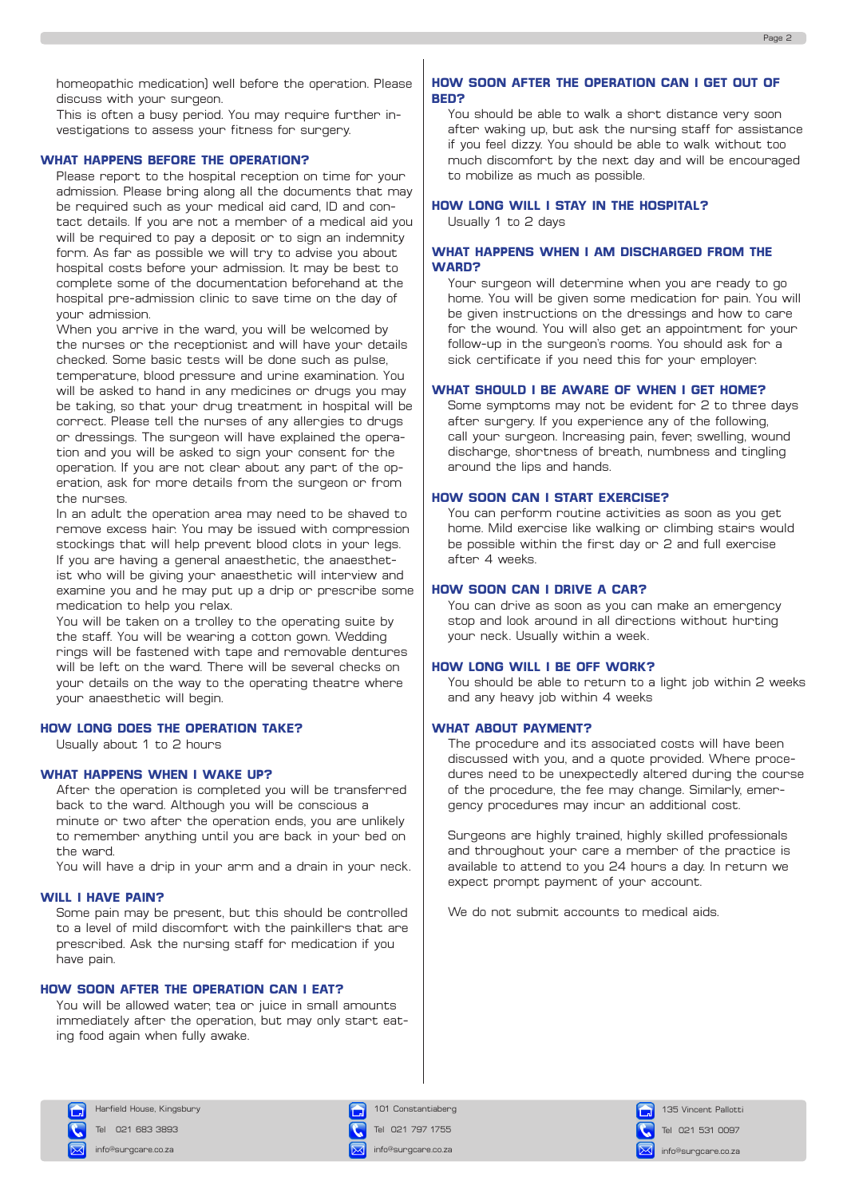homeopathic medication) well before the operation. Please discuss with your surgeon.
This is often a busy period. You may require further investigations to assess your fitness for surgery.

## WHAT HAPPENS BEFORE THE OPERATION?

Please report to the hospital reception on time for your admission. Please bring along all the documents that may be required such as your medical aid card, ID and contact details. If you are not a member of a medical aid you will be required to pay a deposit or to sign an indemnity form. As far as possible we will try to advise you about hospital costs before your admission. It may be best to complete some of the documentation beforehand at the hospital pre-admission clinic to save time on the day of your admission.
When you arrive in the ward, you will be welcomed by the nurses or the receptionist and will have your details checked. Some basic tests will be done such as pulse, temperature, blood pressure and urine examination. You will be asked to hand in any medicines or drugs you may be taking, so that your drug treatment in hospital will be correct. Please tell the nurses of any allergies to drugs or dressings. The surgeon will have explained the operation and you will be asked to sign your consent for the operation. If you are not clear about any part of the operation, ask for more details from the surgeon or from the nurses.
In an adult the operation area may need to be shaved to remove excess hair. You may be issued with compression stockings that will help prevent blood clots in your legs.
If you are having a general anaesthetic, the anaesthetist who will be giving your anaesthetic will interview and examine you and he may put up a drip or prescribe some medication to help you relax.
You will be taken on a trolley to the operating suite by the staff. You will be wearing a cotton gown. Wedding rings will be fastened with tape and removable dentures will be left on the ward. There will be several checks on your details on the way to the operating theatre where your anaesthetic will begin.

## HOW LONG DOES THE OPERATION TAKE?

Usually about 1 to 2 hours

## WHAT HAPPENS WHEN I WAKE UP?

After the operation is completed you will be transferred back to the ward. Although you will be conscious a minute or two after the operation ends, you are unlikely to remember anything until you are back in your bed on the ward.
You will have a drip in your arm and a drain in your neck.

## WILL I HAVE PAIN?

Some pain may be present, but this should be controlled to a level of mild discomfort with the painkillers that are prescribed. Ask the nursing staff for medication if you have pain.

## HOW SOON AFTER THE OPERATION CAN I EAT?

You will be allowed water, tea or juice in small amounts immediately after the operation, but may only start eating food again when fully awake.

## HOW SOON AFTER THE OPERATION CAN I GET OUT OF BED?

You should be able to walk a short distance very soon after waking up, but ask the nursing staff for assistance if you feel dizzy. You should be able to walk without too much discomfort by the next day and will be encouraged to mobilize as much as possible.

## HOW LONG WILL I STAY IN THE HOSPITAL?

Usually 1 to 2 days

## WHAT HAPPENS WHEN I AM DISCHARGED FROM THE WARD?

Your surgeon will determine when you are ready to go home. You will be given some medication for pain. You will be given instructions on the dressings and how to care for the wound. You will also get an appointment for your follow-up in the surgeon's rooms. You should ask for a sick certificate if you need this for your employer.

## WHAT SHOULD I BE AWARE OF WHEN I GET HOME?

Some symptoms may not be evident for 2 to three days after surgery. If you experience any of the following, call your surgeon. Increasing pain, fever, swelling, wound discharge, shortness of breath, numbness and tingling around the lips and hands.

## HOW SOON CAN I START EXERCISE?

You can perform routine activities as soon as you get home. Mild exercise like walking or climbing stairs would be possible within the first day or 2 and full exercise after 4 weeks.

## HOW SOON CAN I DRIVE A CAR?

You can drive as soon as you can make an emergency stop and look around in all directions without hurting your neck. Usually within a week.

## HOW LONG WILL I BE OFF WORK?

You should be able to return to a light job within 2 weeks and any heavy job within 4 weeks

## WHAT ABOUT PAYMENT?

The procedure and its associated costs will have been discussed with you, and a quote provided. Where procedures need to be unexpectedly altered during the course of the procedure, the fee may change. Similarly, emergency procedures may incur an additional cost.

Surgeons are highly trained, highly skilled professionals and throughout your care a member of the practice is available to attend to you 24 hours a day. In return we expect prompt payment of your account.

We do not submit accounts to medical aids.

Harfield House, Kingsbury
Tel 021 683 3893
info@surgcare.co.za

101 Constantiaberg
Tel 021 797 1755
info@surgcare.co.za

135 Vincent Pallotti
Tel 021 531 0097
info@surgcare.co.za